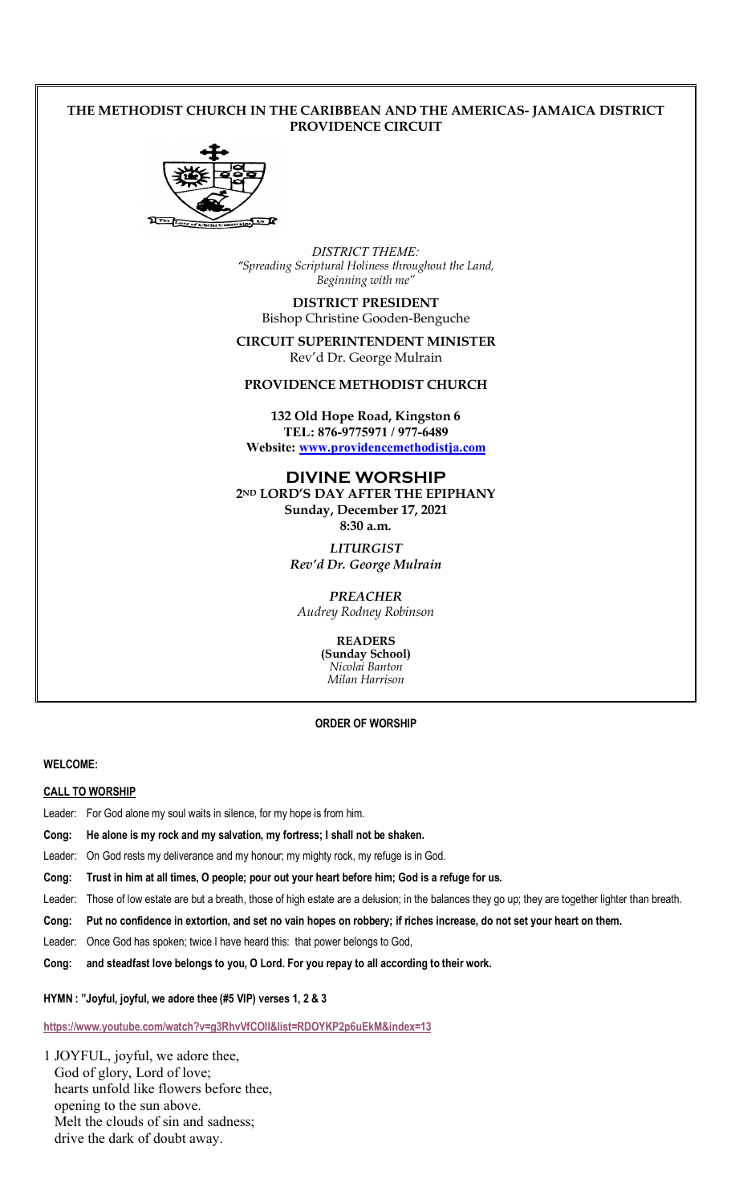# THE METHODIST CHURCH IN THE CARIBBEAN AND THE AMERICAS- JAMAICA DISTRICT
## PROVIDENCE CIRCUIT

*DISTRICT THEME:*
*"Spreading Scriptural Holiness throughout the Land, Beginning with me"*

**DISTRICT PRESIDENT**
Bishop Christine Gooden-Benguche

**CIRCUIT SUPERINTENDENT MINISTER**
Rev'd Dr. George Mulrain

**PROVIDENCE METHODIST CHURCH**

**132 Old Hope Road, Kingston 6**
**TEL: 876-9775971 / 977-6489**
**Website: www.providencemethodistja.com**

## DIVINE WORSHIP
**2ND LORD'S DAY AFTER THE EPIPHANY**
**Sunday, December 17, 2021**
**8:30 a.m.**

***LITURGIST***
***Rev'd Dr. George Mulrain***

***PREACHER***
*Audrey Rodney Robinson*

**READERS**
**(Sunday School)**
*Nicolai Banton*
*Milan Harrison*

### ORDER OF WORSHIP

**WELCOME:**

**CALL TO WORSHIP**

Leader: For God alone my soul waits in silence, for my hope is from him.

**Cong: He alone is my rock and my salvation, my fortress; I shall not be shaken.**

Leader: On God rests my deliverance and my honour; my mighty rock, my refuge is in God.

**Cong: Trust in him at all times, O people; pour out your heart before him; God is a refuge for us.**

Leader: Those of low estate are but a breath, those of high estate are a delusion; in the balances they go up; they are together lighter than breath.

**Cong: Put no confidence in extortion, and set no vain hopes on robbery; if riches increase, do not set your heart on them.**

Leader: Once God has spoken; twice I have heard this: that power belongs to God,

**Cong: and steadfast love belongs to you, O Lord. For you repay to all according to their work.**

**HYMN : "Joyful, joyful, we adore thee (#5 VIP) verses 1, 2 & 3**

https://www.youtube.com/watch?v=g3RhvVfCOlI&list=RDOYKP2p6uEkM&index=13

1 JOYFUL, joyful, we adore thee,
God of glory, Lord of love;
hearts unfold like flowers before thee,
opening to the sun above.
Melt the clouds of sin and sadness;
drive the dark of doubt away.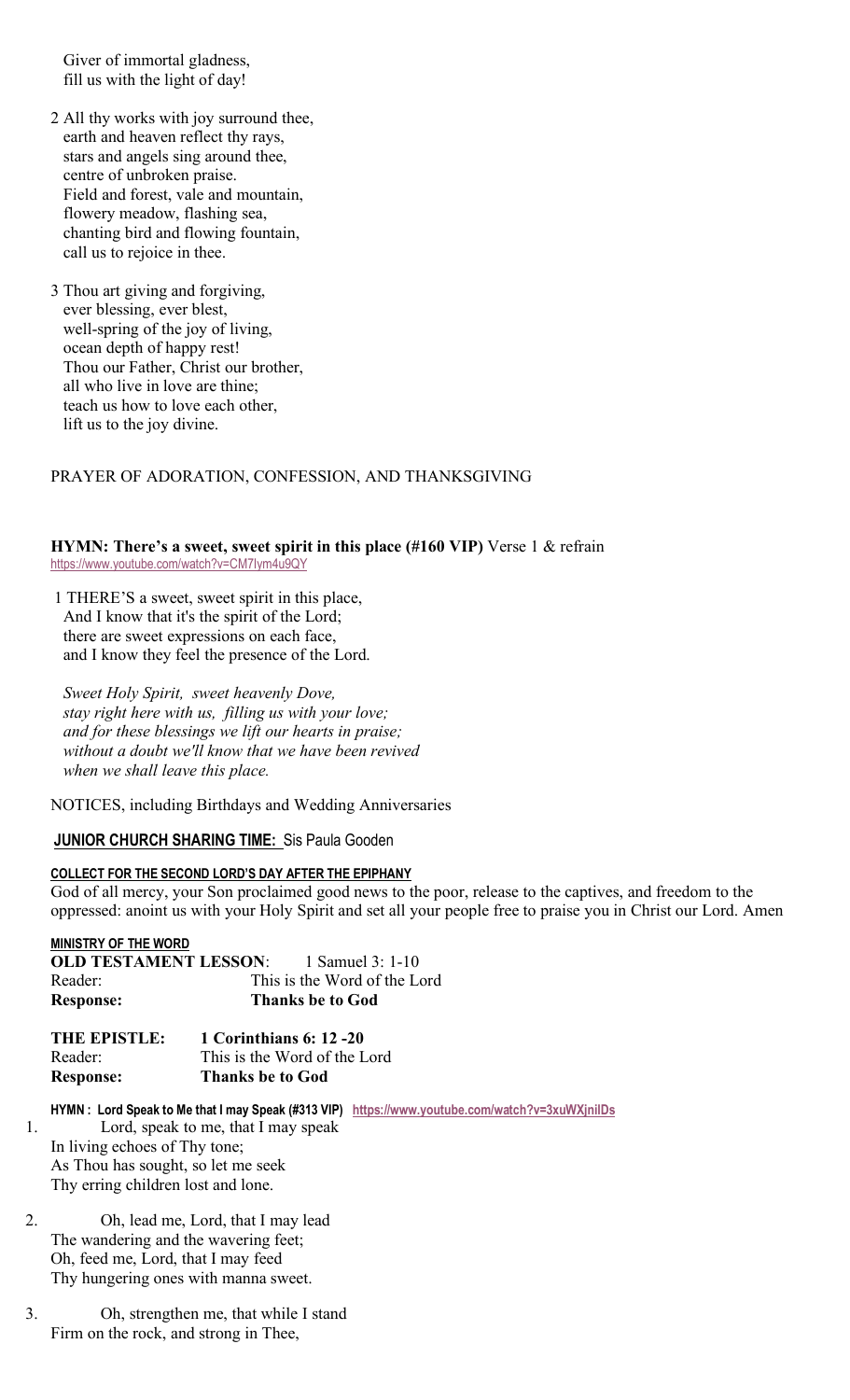Giver of immortal gladness,
fill us with the light of day!

2 All thy works with joy surround thee,
earth and heaven reflect thy rays,
stars and angels sing around thee,
centre of unbroken praise.
Field and forest, vale and mountain,
flowery meadow, flashing sea,
chanting bird and flowing fountain,
call us to rejoice in thee.

3 Thou art giving and forgiving,
ever blessing, ever blest,
well-spring of the joy of living,
ocean depth of happy rest!
Thou our Father, Christ our brother,
all who live in love are thine;
teach us how to love each other,
lift us to the joy divine.

PRAYER OF ADORATION, CONFESSION, AND THANKSGIVING

**HYMN: There's a sweet, sweet spirit in this place (#160 VIP)** Verse 1 & refrain
https://www.youtube.com/watch?v=CM7Iym4u9QY

1 THERE'S a sweet, sweet spirit in this place,
And I know that it's the spirit of the Lord;
there are sweet expressions on each face,
and I know they feel the presence of the Lord.

*Sweet Holy Spirit, sweet heavenly Dove,*
*stay right here with us, filling us with your love;*
*and for these blessings we lift our hearts in praise;*
*without a doubt we'll know that we have been revived*
*when we shall leave this place.*

NOTICES, including Birthdays and Wedding Anniversaries

**JUNIOR CHURCH SHARING TIME:** Sis Paula Gooden

**COLLECT FOR THE SECOND LORD'S DAY AFTER THE EPIPHANY**

God of all mercy, your Son proclaimed good news to the poor, release to the captives, and freedom to the oppressed: anoint us with your Holy Spirit and set all your people free to praise you in Christ our Lord. Amen

**MINISTRY OF THE WORD**

| | |
|---|---|
| **OLD TESTAMENT LESSON**: | 1 Samuel 3: 1-10 |
| Reader: | This is the Word of the Lord |
| **Response:** | **Thanks be to God** |
| | |
| **THE EPISTLE:** | **1 Corinthians 6: 12 -20** |
| Reader: | This is the Word of the Lord |
| **Response:** | **Thanks be to God** |

**HYMN : Lord Speak to Me that I may Speak (#313 VIP)** https://www.youtube.com/watch?v=3xuWXjnilDs

1. Lord, speak to me, that I may speak
In living echoes of Thy tone;
As Thou has sought, so let me seek
Thy erring children lost and lone.

2. Oh, lead me, Lord, that I may lead
The wandering and the wavering feet;
Oh, feed me, Lord, that I may feed
Thy hungering ones with manna sweet.

3. Oh, strengthen me, that while I stand
Firm on the rock, and strong in Thee,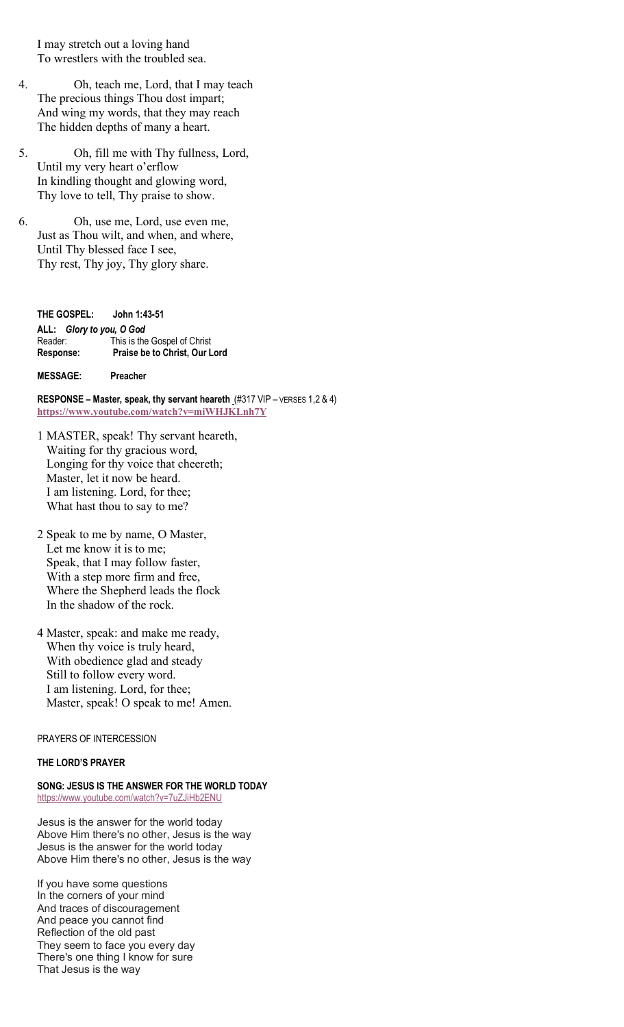I may stretch out a loving hand
To wrestlers with the troubled sea.

4. Oh, teach me, Lord, that I may teach
The precious things Thou dost impart;
And wing my words, that they may reach
The hidden depths of many a heart.

5. Oh, fill me with Thy fullness, Lord,
Until my very heart o'erflow
In kindling thought and glowing word,
Thy love to tell, Thy praise to show.

6. Oh, use me, Lord, use even me,
Just as Thou wilt, and when, and where,
Until Thy blessed face I see,
Thy rest, Thy joy, Thy glory share.

**THE GOSPEL: John 1:43-51**

**ALL:** ***Glory to you, O God***
Reader: This is the Gospel of Christ
**Response: Praise be to Christ, Our Lord**

**MESSAGE: Preacher**

**RESPONSE – Master, speak, thy servant heareth** (#317 VIP – VERSES 1,2 & 4)
https://www.youtube.com/watch?v=miWHJKLnh7Y

1 MASTER, speak! Thy servant heareth,
Waiting for thy gracious word,
Longing for thy voice that cheereth;
Master, let it now be heard.
I am listening. Lord, for thee;
What hast thou to say to me?

2 Speak to me by name, O Master,
Let me know it is to me;
Speak, that I may follow faster,
With a step more firm and free,
Where the Shepherd leads the flock
In the shadow of the rock.

4 Master, speak: and make me ready,
When thy voice is truly heard,
With obedience glad and steady
Still to follow every word.
I am listening. Lord, for thee;
Master, speak! O speak to me! Amen.

PRAYERS OF INTERCESSION

**THE LORD'S PRAYER**

**SONG: JESUS IS THE ANSWER FOR THE WORLD TODAY**
https://www.youtube.com/watch?v=7uZJiHb2ENU

Jesus is the answer for the world today
Above Him there's no other, Jesus is the way
Jesus is the answer for the world today
Above Him there's no other, Jesus is the way

If you have some questions
In the corners of your mind
And traces of discouragement
And peace you cannot find
Reflection of the old past
They seem to face you every day
There's one thing I know for sure
That Jesus is the way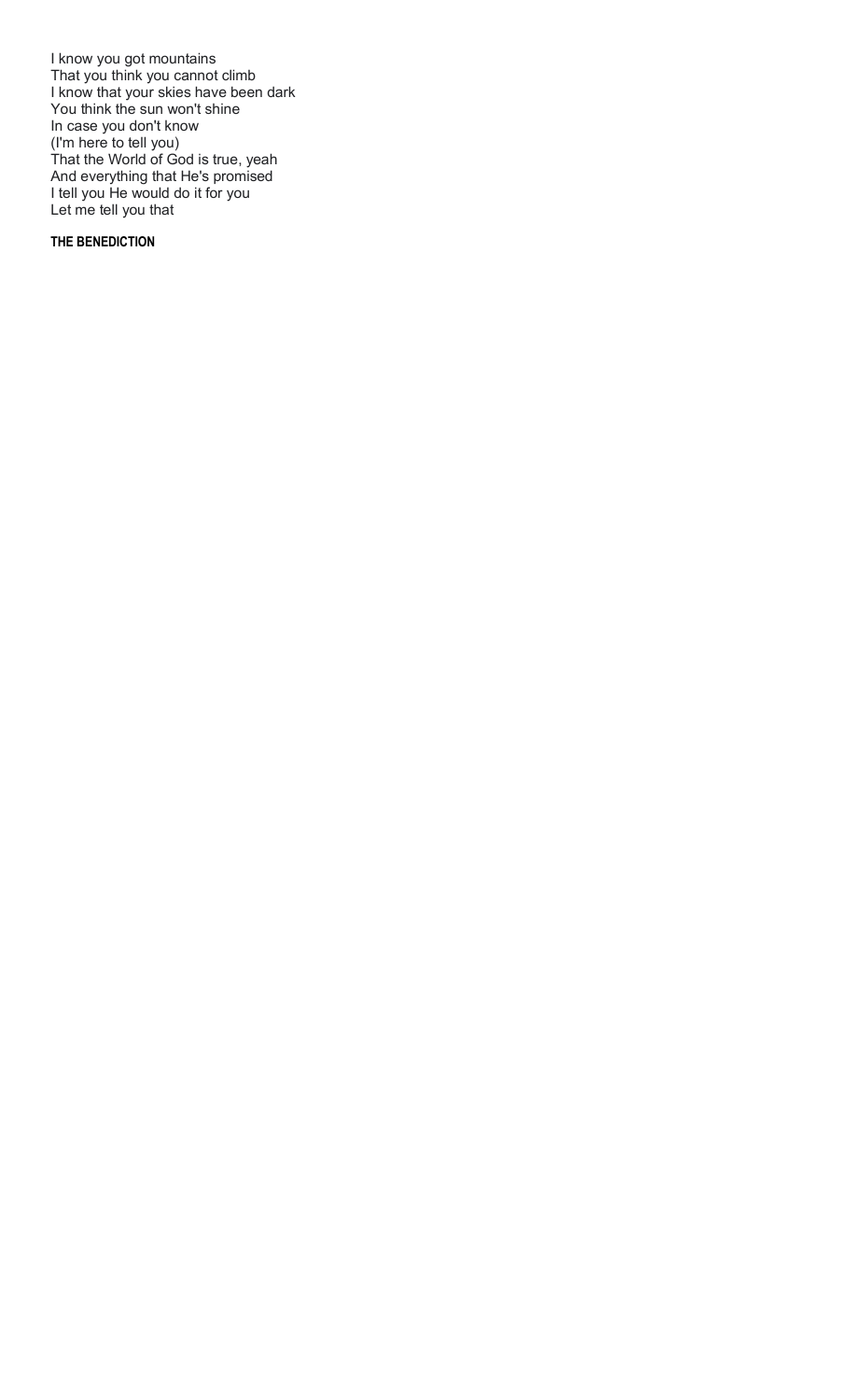I know you got mountains
That you think you cannot climb
I know that your skies have been dark
You think the sun won't shine
In case you don't know
(I'm here to tell you)
That the World of God is true, yeah
And everything that He's promised
I tell you He would do it for you
Let me tell you that

**THE BENEDICTION**